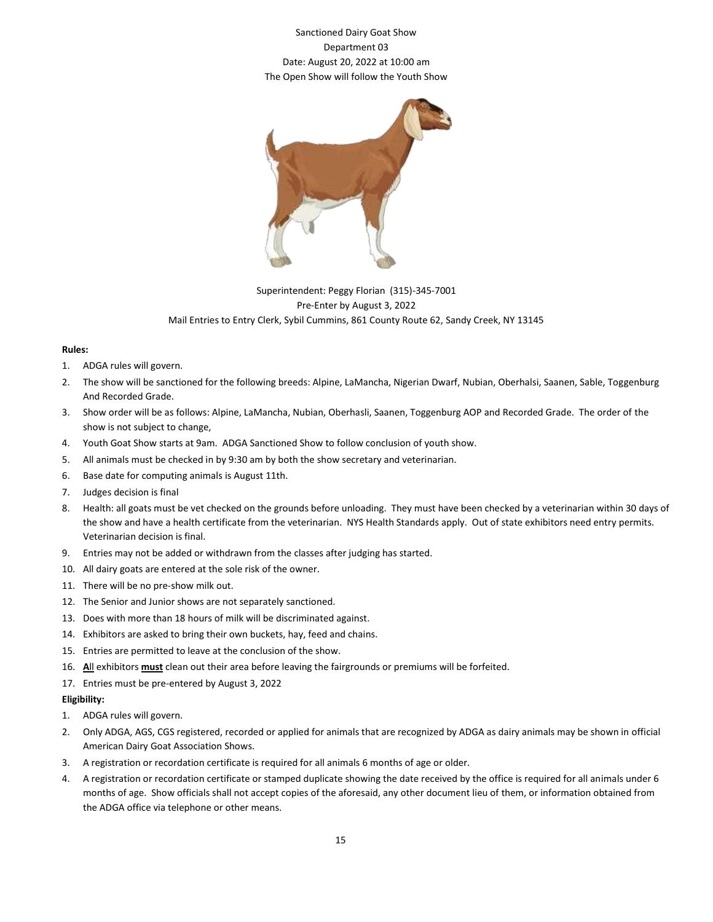Sanctioned Dairy Goat Show
Department 03
Date: August 20, 2022 at 10:00 am
The Open Show will follow the Youth Show

Superintendent: Peggy Florian (315)-345-7001
Pre-Enter by August 3, 2022
Mail Entries to Entry Clerk, Sybil Cummins, 861 County Route 62, Sandy Creek, NY 13145

**Rules:**

1. ADGA rules will govern.
2. The show will be sanctioned for the following breeds: Alpine, LaMancha, Nigerian Dwarf, Nubian, Oberhalsi, Saanen, Sable, Toggenburg And Recorded Grade.
3. Show order will be as follows: Alpine, LaMancha, Nubian, Oberhasli, Saanen, Toggenburg AOP and Recorded Grade. The order of the show is not subject to change,
4. Youth Goat Show starts at 9am. ADGA Sanctioned Show to follow conclusion of youth show.
5. All animals must be checked in by 9:30 am by both the show secretary and veterinarian.
6. Base date for computing animals is August 11th.
7. Judges decision is final
8. Health: all goats must be vet checked on the grounds before unloading. They must have been checked by a veterinarian within 30 days of the show and have a health certificate from the veterinarian. NYS Health Standards apply. Out of state exhibitors need entry permits. Veterinarian decision is final.
9. Entries may not be added or withdrawn from the classes after judging has started.
10. All dairy goats are entered at the sole risk of the owner.
11. There will be no pre-show milk out.
12. The Senior and Junior shows are not separately sanctioned.
13. Does with more than 18 hours of milk will be discriminated against.
14. Exhibitors are asked to bring their own buckets, hay, feed and chains.
15. Entries are permitted to leave at the conclusion of the show.
16. **A**ll exhibitors **must** clean out their area before leaving the fairgrounds or premiums will be forfeited.
17. Entries must be pre-entered by August 3, 2022

**Eligibility:**

1. ADGA rules will govern.
2. Only ADGA, AGS, CGS registered, recorded or applied for animals that are recognized by ADGA as dairy animals may be shown in official American Dairy Goat Association Shows.
3. A registration or recordation certificate is required for all animals 6 months of age or older.
4. A registration or recordation certificate or stamped duplicate showing the date received by the office is required for all animals under 6 months of age. Show officials shall not accept copies of the aforesaid, any other document lieu of them, or information obtained from the ADGA office via telephone or other means.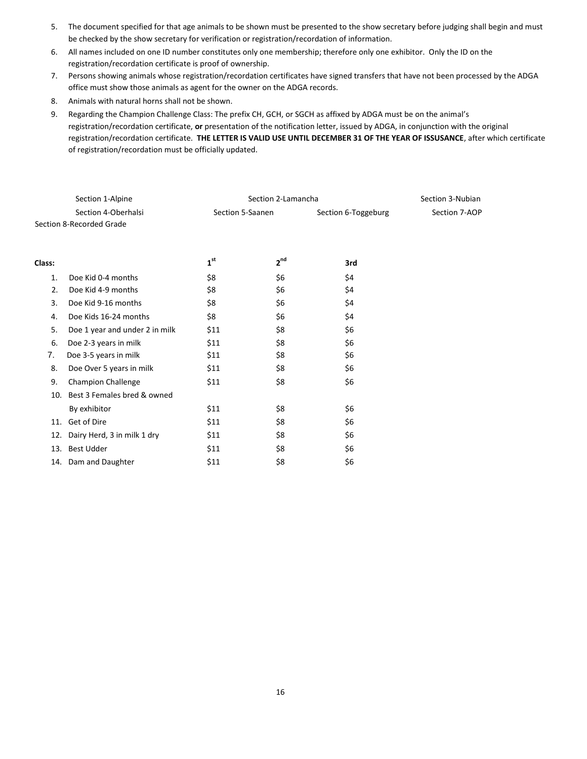5. The document specified for that age animals to be shown must be presented to the show secretary before judging shall begin and must be checked by the show secretary for verification or registration/recordation of information.
6. All names included on one ID number constitutes only one membership; therefore only one exhibitor. Only the ID on the registration/recordation certificate is proof of ownership.
7. Persons showing animals whose registration/recordation certificates have signed transfers that have not been processed by the ADGA office must show those animals as agent for the owner on the ADGA records.
8. Animals with natural horns shall not be shown.
9. Regarding the Champion Challenge Class: The prefix CH, GCH, or SGCH as affixed by ADGA must be on the animal's registration/recordation certificate, **or** presentation of the notification letter, issued by ADGA, in conjunction with the original registration/recordation certificate. **THE LETTER IS VALID USE UNTIL DECEMBER 31 OF THE YEAR OF ISSUSANCE**, after which certificate of registration/recordation must be officially updated.

Section 1-Alpine Section 2-Lamancha Section 3-Nubian
Section 4-Oberhalsi Section 5-Saanen Section 6-Toggeburg Section 7-AOP
Section 8-Recorded Grade

| Class: | | 1st | 2nd | 3rd |
|---|---|---|---|---|
| 1. | Doe Kid 0-4 months | $8 | $6 | $4 |
| 2. | Doe Kid 4-9 months | $8 | $6 | $4 |
| 3. | Doe Kid 9-16 months | $8 | $6 | $4 |
| 4. | Doe Kids 16-24 months | $8 | $6 | $4 |
| 5. | Doe 1 year and under 2 in milk | $11 | $8 | $6 |
| 6. | Doe 2-3 years in milk | $11 | $8 | $6 |
| 7. | Doe 3-5 years in milk | $11 | $8 | $6 |
| 8. | Doe Over 5 years in milk | $11 | $8 | $6 |
| 9. | Champion Challenge | $11 | $8 | $6 |
| 10. | Best 3 Females bred & owned By exhibitor | $11 | $8 | $6 |
| 11. | Get of Dire | $11 | $8 | $6 |
| 12. | Dairy Herd, 3 in milk 1 dry | $11 | $8 | $6 |
| 13. | Best Udder | $11 | $8 | $6 |
| 14. | Dam and Daughter | $11 | $8 | $6 |